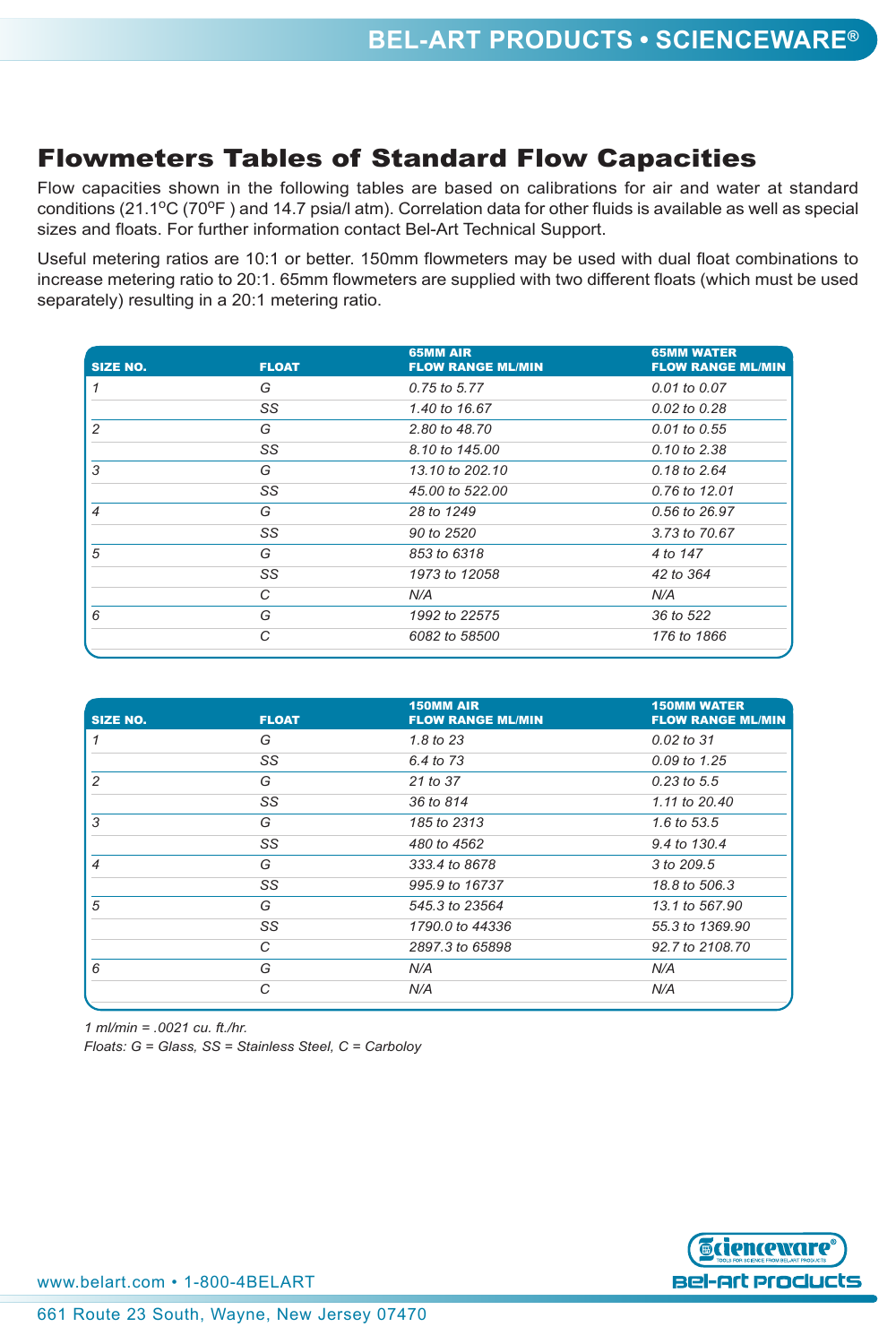## Flowmeters Tables of Standard Flow Capacities

Flow capacities shown in the following tables are based on calibrations for air and water at standard conditions (21.1°C (70°F ) and 14.7 psia/l atm). Correlation data for other fluids is available as well as special sizes and floats. For further information contact Bel-Art Technical Support.

Useful metering ratios are 10:1 or better. 150mm flowmeters may be used with dual float combinations to increase metering ratio to 20:1. 65mm flowmeters are supplied with two different floats (which must be used separately) resulting in a 20:1 metering ratio.

| SIZE NO. | FLOAT | 65MM AIR FLOW RANGE ML/MIN | 65MM WATER FLOW RANGE ML/MIN |
|---|---|---|---|
| *1* | *G* | *0.75 to 5.77* | *0.01 to 0.07* |
| | *SS* | *1.40 to 16.67* | *0.02 to 0.28* |
| *2* | *G* | *2.80 to 48.70* | *0.01 to 0.55* |
| | *SS* | *8.10 to 145.00* | *0.10 to 2.38* |
| *3* | *G* | *13.10 to 202.10* | *0.18 to 2.64* |
| | *SS* | *45.00 to 522.00* | *0.76 to 12.01* |
| *4* | *G* | *28 to 1249* | *0.56 to 26.97* |
| | *SS* | *90 to 2520* | *3.73 to 70.67* |
| *5* | *G* | *853 to 6318* | *4 to 147* |
| | *SS* | *1973 to 12058* | *42 to 364* |
| | *C* | *N/A* | *N/A* |
| *6* | *G* | *1992 to 22575* | *36 to 522* |
| | *C* | *6082 to 58500* | *176 to 1866* |

| SIZE NO. | FLOAT | 150MM AIR FLOW RANGE ML/MIN | 150MM WATER FLOW RANGE ML/MIN |
|---|---|---|---|
| *1* | *G* | *1.8 to 23* | *0.02 to 31* |
| | *SS* | *6.4 to 73* | *0.09 to 1.25* |
| *2* | *G* | *21 to 37* | *0.23 to 5.5* |
| | *SS* | *36 to 814* | *1.11 to 20.40* |
| *3* | *G* | *185 to 2313* | *1.6 to 53.5* |
| | *SS* | *480 to 4562* | *9.4 to 130.4* |
| *4* | *G* | *333.4 to 8678* | *3 to 209.5* |
| | *SS* | *995.9 to 16737* | *18.8 to 506.3* |
| *5* | *G* | *545.3 to 23564* | *13.1 to 567.90* |
| | *SS* | *1790.0 to 44336* | *55.3 to 1369.90* |
| | *C* | *2897.3 to 65898* | *92.7 to 2108.70* |
| *6* | *G* | *N/A* | *N/A* |
| | *C* | *N/A* | *N/A* |

*1 ml/min = .0021 cu. ft./hr.*
*Floats: G = Glass, SS = Stainless Steel, C = Carboloy*

www.belart.com • 1-800-4BELART

661 Route 23 South, Wayne, New Jersey 07470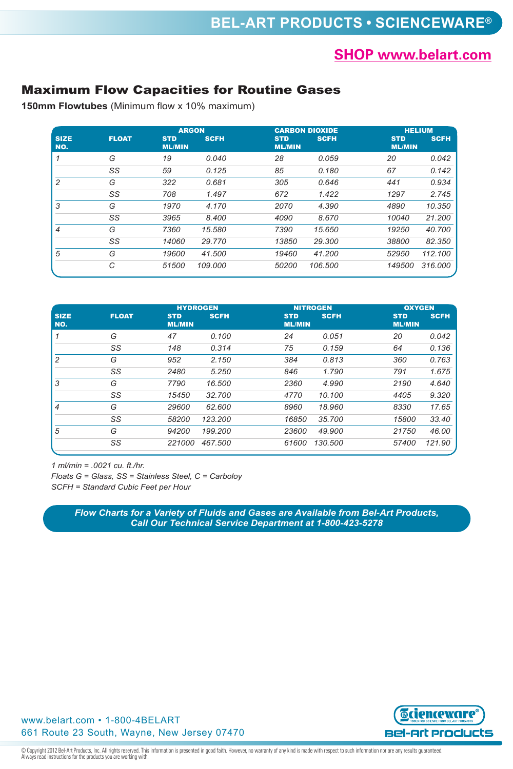SHOP www.belart.com

## Maximum Flow Capacities for Routine Gases

**150mm Flowtubes** (Minimum flow x 10% maximum)

| SIZE NO. | FLOAT | ARGON STD ML/MIN | ARGON SCFH | CARBON DIOXIDE STD ML/MIN | CARBON DIOXIDE SCFH | HELIUM STD ML/MIN | HELIUM SCFH |
|---|---|---|---|---|---|---|---|
| 1 | G | 19 | 0.040 | 28 | 0.059 | 20 | 0.042 |
| | SS | 59 | 0.125 | 85 | 0.180 | 67 | 0.142 |
| 2 | G | 322 | 0.681 | 305 | 0.646 | 441 | 0.934 |
| | SS | 708 | 1.497 | 672 | 1.422 | 1297 | 2.745 |
| 3 | G | 1970 | 4.170 | 2070 | 4.390 | 4890 | 10.350 |
| | SS | 3965 | 8.400 | 4090 | 8.670 | 10040 | 21.200 |
| 4 | G | 7360 | 15.580 | 7390 | 15.650 | 19250 | 40.700 |
| | SS | 14060 | 29.770 | 13850 | 29.300 | 38800 | 82.350 |
| 5 | G | 19600 | 41.500 | 19460 | 41.200 | 52950 | 112.100 |
| | C | 51500 | 109.000 | 50200 | 106.500 | 149500 | 316.000 |

| SIZE NO. | FLOAT | HYDROGEN STD ML/MIN | HYDROGEN SCFH | NITROGEN STD ML/MIN | NITROGEN SCFH | OXYGEN STD ML/MIN | OXYGEN SCFH |
|---|---|---|---|---|---|---|---|
| 1 | G | 47 | 0.100 | 24 | 0.051 | 20 | 0.042 |
| | SS | 148 | 0.314 | 75 | 0.159 | 64 | 0.136 |
| 2 | G | 952 | 2.150 | 384 | 0.813 | 360 | 0.763 |
| | SS | 2480 | 5.250 | 846 | 1.790 | 791 | 1.675 |
| 3 | G | 7790 | 16.500 | 2360 | 4.990 | 2190 | 4.640 |
| | SS | 15450 | 32.700 | 4770 | 10.100 | 4405 | 9.320 |
| 4 | G | 29600 | 62.600 | 8960 | 18.960 | 8330 | 17.65 |
| | SS | 58200 | 123.200 | 16850 | 35.700 | 15800 | 33.40 |
| 5 | G | 94200 | 199.200 | 23600 | 49.900 | 21750 | 46.00 |
| | SS | 221000 | 467.500 | 61600 | 130.500 | 57400 | 121.90 |

*1 ml/min = .0021 cu. ft./hr.*
*Floats G = Glass, SS = Stainless Steel, C = Carboloy*
*SCFH = Standard Cubic Feet per Hour*

***Flow Charts for a Variety of Fluids and Gases are Available from Bel-Art Products, Call Our Technical Service Department at 1-800-423-5278***

www.belart.com • 1-800-4BELART
661 Route 23 South, Wayne, New Jersey 07470

© Copyright 2012 Bel-Art Products, Inc. All rights reserved. This information is presented in good faith. However, no warranty of any kind is made with respect to such information nor are any results guaranteed. Always read instructions for the products you are working with.